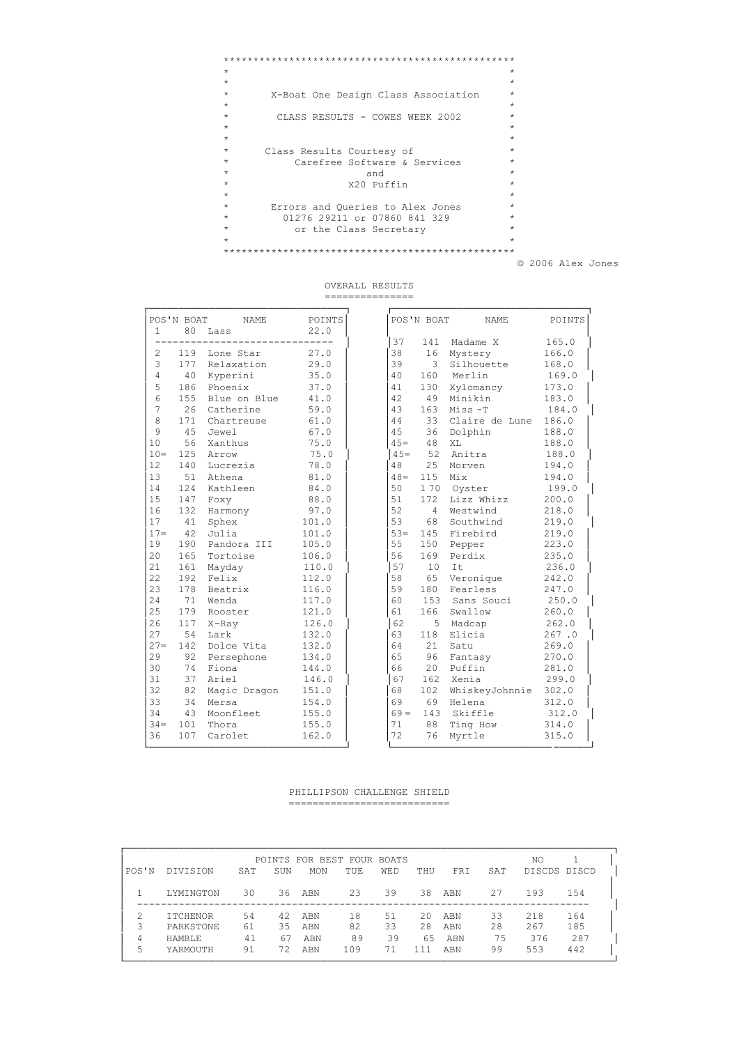# X-Boat One Design Class Association

## CLASS RESULTS - COWES WEEK 2002

Class Results Courtesy of
Carefree Software & Services
and
X20 Puffin

Errors and Queries to Alex Jones
01276 29211 or 07860 841 329
or the Class Secretary

© 2006 Alex Jones

## OVERALL RESULTS

| POS'N | BOAT | NAME | POINTS |
|---|---|---|---|
| 1 | 80 | Lass | 22.0 |
| 2 | 119 | Lone Star | 27.0 |
| 3 | 177 | Relaxation | 29.0 |
| 4 | 40 | Kyperini | 35.0 |
| 5 | 186 | Phoenix | 37.0 |
| 6 | 155 | Blue on Blue | 41.0 |
| 7 | 26 | Catherine | 59.0 |
| 8 | 171 | Chartreuse | 61.0 |
| 9 | 45 | Jewel | 67.0 |
| 10 | 56 | Xanthus | 75.0 |
| 10= | 125 | Arrow | 75.0 |
| 12 | 140 | Lucrezia | 78.0 |
| 13 | 51 | Athena | 81.0 |
| 14 | 124 | Kathleen | 84.0 |
| 15 | 147 | Foxy | 88.0 |
| 16 | 132 | Harmony | 97.0 |
| 17 | 41 | Sphex | 101.0 |
| 17= | 42 | Julia | 101.0 |
| 19 | 190 | Pandora III | 105.0 |
| 20 | 165 | Tortoise | 106.0 |
| 21 | 161 | Mayday | 110.0 |
| 22 | 192 | Felix | 112.0 |
| 23 | 178 | Beatrix | 116.0 |
| 24 | 71 | Wenda | 117.0 |
| 25 | 179 | Rooster | 121.0 |
| 26 | 117 | X-Ray | 126.0 |
| 27 | 54 | Lark | 132.0 |
| 27= | 142 | Dolce Vita | 132.0 |
| 29 | 92 | Persephone | 134.0 |
| 30 | 74 | Fiona | 144.0 |
| 31 | 37 | Ariel | 146.0 |
| 32 | 82 | Magic Dragon | 151.0 |
| 33 | 34 | Mersa | 154.0 |
| 34 | 43 | Moonfleet | 155.0 |
| 34= | 101 | Thora | 155.0 |
| 36 | 107 | Carolet | 162.0 |
| 37 | 141 | Madame X | 165.0 |
| 38 | 16 | Mystery | 166.0 |
| 39 | 3 | Silhouette | 168.0 |
| 40 | 160 | Merlin | 169.0 |
| 41 | 130 | Xylomancy | 173.0 |
| 42 | 49 | Minikin | 183.0 |
| 43 | 163 | Miss -T | 184.0 |
| 44 | 33 | Claire de Lune | 186.0 |
| 45 | 36 | Dolphin | 188.0 |
| 45= | 48 | XL | 188.0 |
| 45= | 52 | Anitra | 188.0 |
| 48 | 25 | Morven | 194.0 |
| 48= | 115 | Mix | 194.0 |
| 50 | 1 70 | Oyster | 199.0 |
| 51 | 172 | Lizz Whizz | 200.0 |
| 52 | 4 | Westwind | 218.0 |
| 53 | 68 | Southwind | 219.0 |
| 53= | 145 | Firebird | 219.0 |
| 55 | 150 | Pepper | 223.0 |
| 56 | 169 | Perdix | 235.0 |
| 57 | 10 | It | 236.0 |
| 58 | 65 | Veronique | 242.0 |
| 59 | 180 | Fearless | 247.0 |
| 60 | 153 | Sans Souci | 250.0 |
| 61 | 166 | Swallow | 260.0 |
| 62 | 5 | Madcap | 262.0 |
| 63 | 118 | Elicia | 267 .0 |
| 64 | 21 | Satu | 269.0 |
| 65 | 96 | Fantasy | 270.0 |
| 66 | 20 | Puffin | 281.0 |
| 67 | 162 | Xenia | 299.0 |
| 68 | 102 | WhiskeyJohnnie | 302.0 |
| 69 | 69 | Helena | 312.0 |
| 69 = | 143 | Skiffle | 312.0 |
| 71 | 88 | Ting How | 314.0 |
| 72 | 76 | Myrtle | 315.0 |

## PHILLIPSON CHALLENGE SHIELD

| POS'N | DIVISION | SAT | SUN | MON | TUE | WED | THU | FRI | SAT | NO DISCDS | 1 DISCD |
|---|---|---|---|---|---|---|---|---|---|---|---|
| | | POINTS FOR BEST FOUR BOATS | | | | | | | | | |
| 1 | LYMINGTON | 30 | 36 | ABN | 23 | 39 | 38 | ABN | 27 | 193 | 154 |
| 2 | ITCHENOR | 54 | 42 | ABN | 18 | 51 | 20 | ABN | 33 | 218 | 164 |
| 3 | PARKSTONE | 61 | 35 | ABN | 82 | 33 | 28 | ABN | 28 | 267 | 185 |
| 4 | HAMBLE | 41 | 67 | ABN | 89 | 39 | 65 | ABN | 75 | 376 | 287 |
| 5 | YARMOUTH | 91 | 72 | ABN | 109 | 71 | 111 | ABN | 99 | 553 | 442 |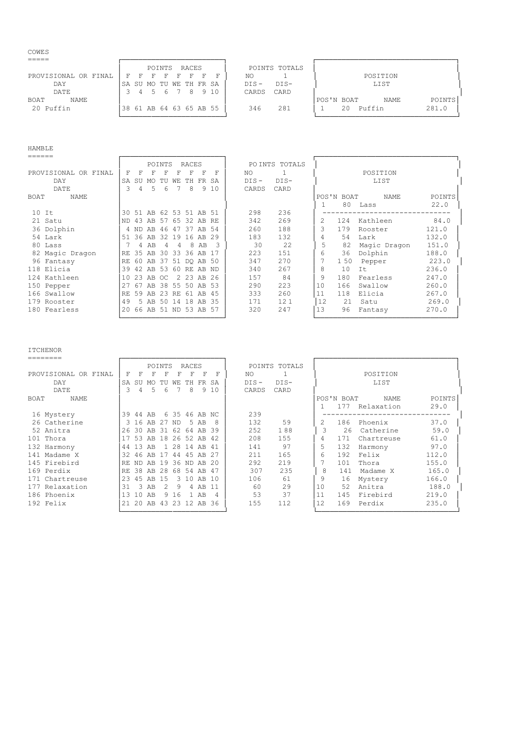## COWES

| BOAT | NAME | SA 3 | SU 4 | MO 5 | TU 6 | WE 7 | TH 8 | FR 9 | SA 10 | NO DIS-CARDS | 1 DIS-CARD |
|---|---|---|---|---|---|---|---|---|---|---|---|
| PROVISIONAL OR FINAL | | F | F | F | F | F | F | F | F | | |
| 20 | Puffin | 38 | 61 | AB | 64 | 63 | 65 | AB | 55 | 346 | 281 |

**POSITION LIST**

| POS'N | BOAT | NAME | POINTS |
|---|---|---|---|
| 1 | 20 | Puffin | 281.0 |

## HAMBLE

| BOAT | NAME | SA 3 | SU 4 | MO 5 | TU 6 | WE 7 | TH 8 | FR 9 | SA 10 | NO DIS-CARDS | 1 DIS-CARD |
|---|---|---|---|---|---|---|---|---|---|---|---|
| PROVISIONAL OR FINAL | | F | F | F | F | F | F | F | F | | |
| 10 | It | 30 | 51 | AB | 62 | 53 | 51 | AB | 51 | 298 | 236 |
| 21 | Satu | ND | 43 | AB | 57 | 65 | 32 | AB | RE | 342 | 269 |
| 36 | Dolphin | 4 | ND | AB | 46 | 47 | 37 | AB | 54 | 260 | 188 |
| 54 | Lark | 51 | 36 | AB | 32 | 19 | 16 | AB | 29 | 183 | 132 |
| 80 | Lass | 7 | 4 | AB | 4 | 4 | 8 | AB | 3 | 30 | 22 |
| 82 | Magic Dragon | RE | 35 | AB | 30 | 33 | 36 | AB | 17 | 223 | 151 |
| 96 | Fantasy | RE | 60 | AB | 37 | 51 | DQ | AB | 50 | 347 | 270 |
| 118 | Elicia | 39 | 42 | AB | 53 | 60 | RE | AB | ND | 340 | 267 |
| 124 | Kathleen | 10 | 23 | AB | OC | 2 | 23 | AB | 26 | 157 | 84 |
| 150 | Pepper | 27 | 67 | AB | 38 | 55 | 50 | AB | 53 | 290 | 223 |
| 166 | Swallow | RE | 59 | AB | 23 | RE | 61 | AB | 45 | 333 | 260 |
| 179 | Rooster | 49 | 5 | AB | 50 | 14 | 18 | AB | 35 | 171 | 121 |
| 180 | Fearless | 20 | 66 | AB | 51 | ND | 53 | AB | 57 | 320 | 247 |

**POSITION LIST**

| POS'N | BOAT | NAME | POINTS |
|---|---|---|---|
| 1 | 80 | Lass | 22.0 |
| 2 | 124 | Kathleen | 84.0 |
| 3 | 179 | Rooster | 121.0 |
| 4 | 54 | Lark | 132.0 |
| 5 | 82 | Magic Dragon | 151.0 |
| 6 | 36 | Dolphin | 188.0 |
| 7 | 150 | Pepper | 223.0 |
| 8 | 10 | It | 236.0 |
| 9 | 180 | Fearless | 247.0 |
| 10 | 166 | Swallow | 260.0 |
| 11 | 118 | Elicia | 267.0 |
| 12 | 21 | Satu | 269.0 |
| 13 | 96 | Fantasy | 270.0 |

## ITCHENOR

| BOAT | NAME | SA 3 | SU 4 | MO 5 | TU 6 | WE 7 | TH 8 | FR 9 | SA 10 | NO DIS-CARDS | 1 DIS-CARD |
|---|---|---|---|---|---|---|---|---|---|---|---|
| PROVISIONAL OR FINAL | | F | F | F | F | F | F | F | F | | |
| 16 | Mystery | 39 | 44 | AB | 6 | 35 | 46 | AB | NC | 239 | |
| 26 | Catherine | 3 | 16 | AB | 27 | ND | 5 | AB | 8 | 132 | 59 |
| 52 | Anitra | 26 | 30 | AB | 31 | 62 | 64 | AB | 39 | 252 | 188 |
| 101 | Thora | 17 | 53 | AB | 18 | 26 | 52 | AB | 42 | 208 | 155 |
| 132 | Harmony | 44 | 13 | AB | 1 | 28 | 14 | AB | 41 | 141 | 97 |
| 141 | Madame X | 32 | 46 | AB | 17 | 44 | 45 | AB | 27 | 211 | 165 |
| 145 | Firebird | RE | ND | AB | 19 | 36 | ND | AB | 20 | 292 | 219 |
| 169 | Perdix | RE | 38 | AB | 28 | 68 | 54 | AB | 47 | 307 | 235 |
| 171 | Chartreuse | 23 | 45 | AB | 15 | 3 | 10 | AB | 10 | 106 | 61 |
| 177 | Relaxation | 31 | 3 | AB | 2 | 9 | 4 | AB | 11 | 60 | 29 |
| 186 | Phoenix | 13 | 10 | AB | 9 | 16 | 1 | AB | 4 | 53 | 37 |
| 192 | Felix | 21 | 20 | AB | 43 | 23 | 12 | AB | 36 | 155 | 112 |

**POSITION LIST**

| POS'N | BOAT | NAME | POINTS |
|---|---|---|---|
| 1 | 177 | Relaxation | 29.0 |
| 2 | 186 | Phoenix | 37.0 |
| 3 | 26 | Catherine | 59.0 |
| 4 | 171 | Chartreuse | 61.0 |
| 5 | 132 | Harmony | 97.0 |
| 6 | 192 | Felix | 112.0 |
| 7 | 101 | Thora | 155.0 |
| 8 | 141 | Madame X | 165.0 |
| 9 | 16 | Mystery | 166.0 |
| 10 | 52 | Anitra | 188.0 |
| 11 | 145 | Firebird | 219.0 |
| 12 | 169 | Perdix | 235.0 |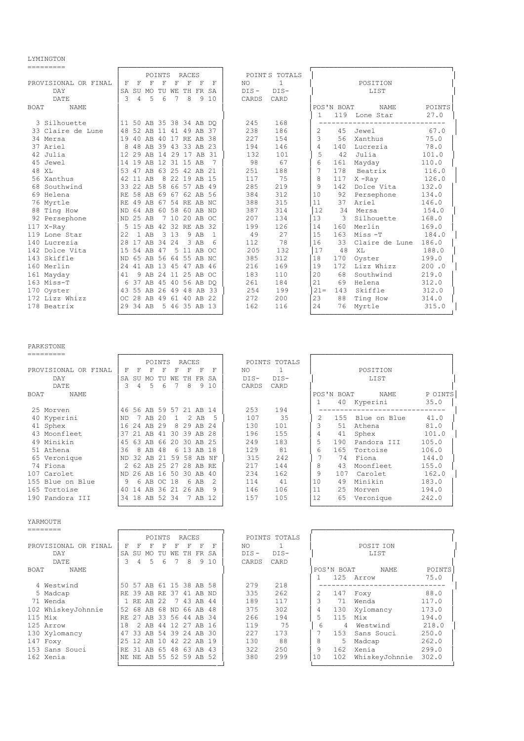## LYMINGTON

| BOAT | NAME | SA 3 | SU 4 | MO 5 | TU 6 | WE 7 | TH 8 | FR 9 | SA 10 | NO DIS-CARDS | 1 DIS-CARD |
|---|---|---|---|---|---|---|---|---|---|---|---|
| PROVISIONAL OR FINAL | | F | F | F | F | F | F | F | F | | |
| 3 | Silhouette | 11 | 50 | AB | 35 | 38 | 34 | AB | DQ | 245 | 168 |
| 33 | Claire de Lune | 48 | 52 | AB | 11 | 41 | 49 | AB | 37 | 238 | 186 |
| 34 | Mersa | 19 | 40 | AB | 40 | 17 | RE | AB | 38 | 227 | 154 |
| 37 | Ariel | 8 | 48 | AB | 39 | 43 | 33 | AB | 23 | 194 | 146 |
| 42 | Julia | 12 | 29 | AB | 14 | 29 | 17 | AB | 31 | 132 | 101 |
| 45 | Jewel | 14 | 19 | AB | 12 | 31 | 15 | AB | 7 | 98 | 67 |
| 48 | XL | 53 | 47 | AB | 63 | 25 | 42 | AB | 21 | 251 | 188 |
| 56 | Xanthus | 42 | 11 | AB | 8 | 22 | 19 | AB | 15 | 117 | 75 |
| 68 | Southwind | 33 | 22 | AB | 58 | 66 | 57 | AB | 49 | 285 | 219 |
| 69 | Helena | RE | 58 | AB | 69 | 67 | 62 | AB | 56 | 384 | 312 |
| 76 | Myrtle | RE | 49 | AB | 67 | 54 | RE | AB | NC | 388 | 315 |
| 88 | Ting How | ND | 64 | AB | 60 | 58 | 60 | AB | ND | 387 | 314 |
| 92 | Persephone | ND | 25 | AB | 7 | 10 | 20 | AB | OC | 207 | 134 |
| 117 | X-Ray | 5 | 15 | AB | 42 | 32 | RE | AB | 32 | 199 | 126 |
| 119 | Lone Star | 22 | 1 | AB | 3 | 13 | 9 | AB | 1 | 49 | 27 |
| 140 | Lucrezia | 28 | 17 | AB | 34 | 24 | 3 | AB | 6 | 112 | 78 |
| 142 | Dolce Vita | 15 | 54 | AB | 47 | 5 | 11 | AB | OC | 205 | 132 |
| 143 | Skiffle | ND | 65 | AB | 56 | 64 | 55 | AB | NC | 385 | 312 |
| 160 | Merlin | 24 | 41 | AB | 13 | 45 | 47 | AB | 46 | 216 | 169 |
| 161 | Mayday | 41 | 9 | AB | 24 | 11 | 25 | AB | OC | 183 | 110 |
| 163 | Miss-T | 6 | 37 | AB | 45 | 40 | 56 | AB | DQ | 261 | 184 |
| 170 | Oyster | 43 | 55 | AB | 26 | 49 | 48 | AB | 33 | 254 | 199 |
| 172 | Lizz Whizz | OC | 28 | AB | 49 | 61 | 40 | AB | 22 | 272 | 200 |
| 178 | Beatrix | 29 | 34 | AB | 5 | 46 | 35 | AB | 13 | 162 | 116 |

### POSITION LIST

| POS'N | BOAT | NAME | POINTS |
|---|---|---|---|
| 1 | 119 | Lone Star | 27.0 |
| 2 | 45 | Jewel | 67.0 |
| 3 | 56 | Xanthus | 75.0 |
| 4 | 140 | Lucrezia | 78.0 |
| 5 | 42 | Julia | 101.0 |
| 6 | 161 | Mayday | 110.0 |
| 7 | 178 | Beatrix | 116.0 |
| 8 | 117 | X -Ray | 126.0 |
| 9 | 142 | Dolce Vita | 132.0 |
| 10 | 92 | Persephone | 134.0 |
| 11 | 37 | Ariel | 146.0 |
| 12 | 34 | Mersa | 154.0 |
| 13 | 3 | Silhouette | 168.0 |
| 14 | 160 | Merlin | 169.0 |
| 15 | 163 | Miss -T | 184.0 |
| 16 | 33 | Claire de Lune | 186.0 |
| 17 | 48 | XL | 188.0 |
| 18 | 170 | Oyster | 199.0 |
| 19 | 172 | Lizz Whizz | 200 .0 |
| 20 | 68 | Southwind | 219.0 |
| 21 | 69 | Helena | 312.0 |
| 21= | 143 | Skiffle | 312.0 |
| 23 | 88 | Ting How | 314.0 |
| 24 | 76 | Myrtle | 315.0 |

## PARKSTONE

| BOAT | NAME | SA 3 | SU 4 | MO 5 | TU 6 | WE 7 | TH 8 | FR 9 | SA 10 | NO DIS-CARDS | 1 DIS-CARD |
|---|---|---|---|---|---|---|---|---|---|---|---|
| PROVISIONAL OR FINAL | | F | F | F | F | F | F | F | F | | |
| 25 | Morven | 46 | 56 | AB | 59 | 57 | 21 | AB | 14 | 253 | 194 |
| 40 | Kyperini | ND | 7 | AB | 20 | 1 | 2 | AB | 5 | 107 | 35 |
| 41 | Sphex | 16 | 24 | AB | 29 | 8 | 29 | AB | 24 | 130 | 101 |
| 43 | Moonfleet | 37 | 21 | AB | 41 | 30 | 39 | AB | 28 | 196 | 155 |
| 49 | Minikin | 45 | 63 | AB | 66 | 20 | 30 | AB | 25 | 249 | 183 |
| 51 | Athena | 36 | 8 | AB | 48 | 6 | 13 | AB | 18 | 129 | 81 |
| 65 | Veronique | ND | 32 | AB | 21 | 59 | 58 | AB | NF | 315 | 242 |
| 74 | Fiona | 2 | 62 | AB | 25 | 27 | 28 | AB | RE | 217 | 144 |
| 107 | Carolet | ND | 26 | AB | 16 | 50 | 30 | AB | 40 | 234 | 162 |
| 155 | Blue on Blue | 9 | 6 | AB | OC | 18 | 6 | AB | 2 | 114 | 41 |
| 165 | Tortoise | 40 | 14 | AB | 36 | 21 | 26 | AB | 9 | 146 | 106 |
| 190 | Pandora III | 34 | 18 | AB | 52 | 34 | 7 | AB | 12 | 157 | 105 |

### POSITION LIST

| POS'N | BOAT | NAME | POINTS |
|---|---|---|---|
| 1 | 40 | Kyperini | 35.0 |
| 2 | 155 | Blue on Blue | 41.0 |
| 3 | 51 | Athena | 81.0 |
| 4 | 41 | Sphex | 101.0 |
| 5 | 190 | Pandora III | 105.0 |
| 6 | 165 | Tortoise | 106.0 |
| 7 | 74 | Fiona | 144.0 |
| 8 | 43 | Moonfleet | 155.0 |
| 9 | 107 | Carolet | 162.0 |
| 10 | 49 | Minikin | 183.0 |
| 11 | 25 | Morven | 194.0 |
| 12 | 65 | Veronique | 242.0 |

## YARMOUTH

| BOAT | NAME | SA 3 | SU 4 | MO 5 | TU 6 | WE 7 | TH 8 | FR 9 | SA 10 | NO DIS-CARDS | 1 DIS-CARD |
|---|---|---|---|---|---|---|---|---|---|---|---|
| PROVISIONAL OR FINAL | | F | F | F | F | F | F | F | F | | |
| 4 | Westwind | 50 | 57 | AB | 61 | 15 | 38 | AB | 58 | 279 | 218 |
| 5 | Madcap | RE | 39 | AB | RE | 37 | 41 | AB | ND | 335 | 262 |
| 71 | Wenda | 1 | RE | AB | 22 | 7 | 43 | AB | 44 | 189 | 117 |
| 102 | WhiskeyJohnnie | 52 | 68 | AB | 68 | ND | 66 | AB | 48 | 375 | 302 |
| 115 | Mix | RE | 27 | AB | 33 | 56 | 44 | AB | 34 | 266 | 194 |
| 125 | Arrow | 18 | 2 | AB | 44 | 12 | 27 | AB | 16 | 119 | 75 |
| 130 | Xylomancy | 47 | 33 | AB | 54 | 39 | 24 | AB | 30 | 227 | 173 |
| 147 | Foxy | 25 | 12 | AB | 10 | 42 | 22 | AB | 19 | 130 | 88 |
| 153 | Sans Souci | RE | 31 | AB | 65 | 48 | 63 | AB | 43 | 322 | 250 |
| 162 | Xenia | NE | NE | AB | 55 | 52 | 59 | AB | 52 | 380 | 299 |

### POSITION LIST

| POS'N | BOAT | NAME | POINTS |
|---|---|---|---|
| 1 | 125 | Arrow | 75.0 |
| 2 | 147 | Foxy | 88.0 |
| 3 | 71 | Wenda | 117.0 |
| 4 | 130 | Xylomancy | 173.0 |
| 5 | 115 | Mix | 194.0 |
| 6 | 4 | Westwind | 218.0 |
| 7 | 153 | Sans Souci | 250.0 |
| 8 | 5 | Madcap | 262.0 |
| 9 | 162 | Xenia | 299.0 |
| 10 | 102 | WhiskeyJohnnie | 302.0 |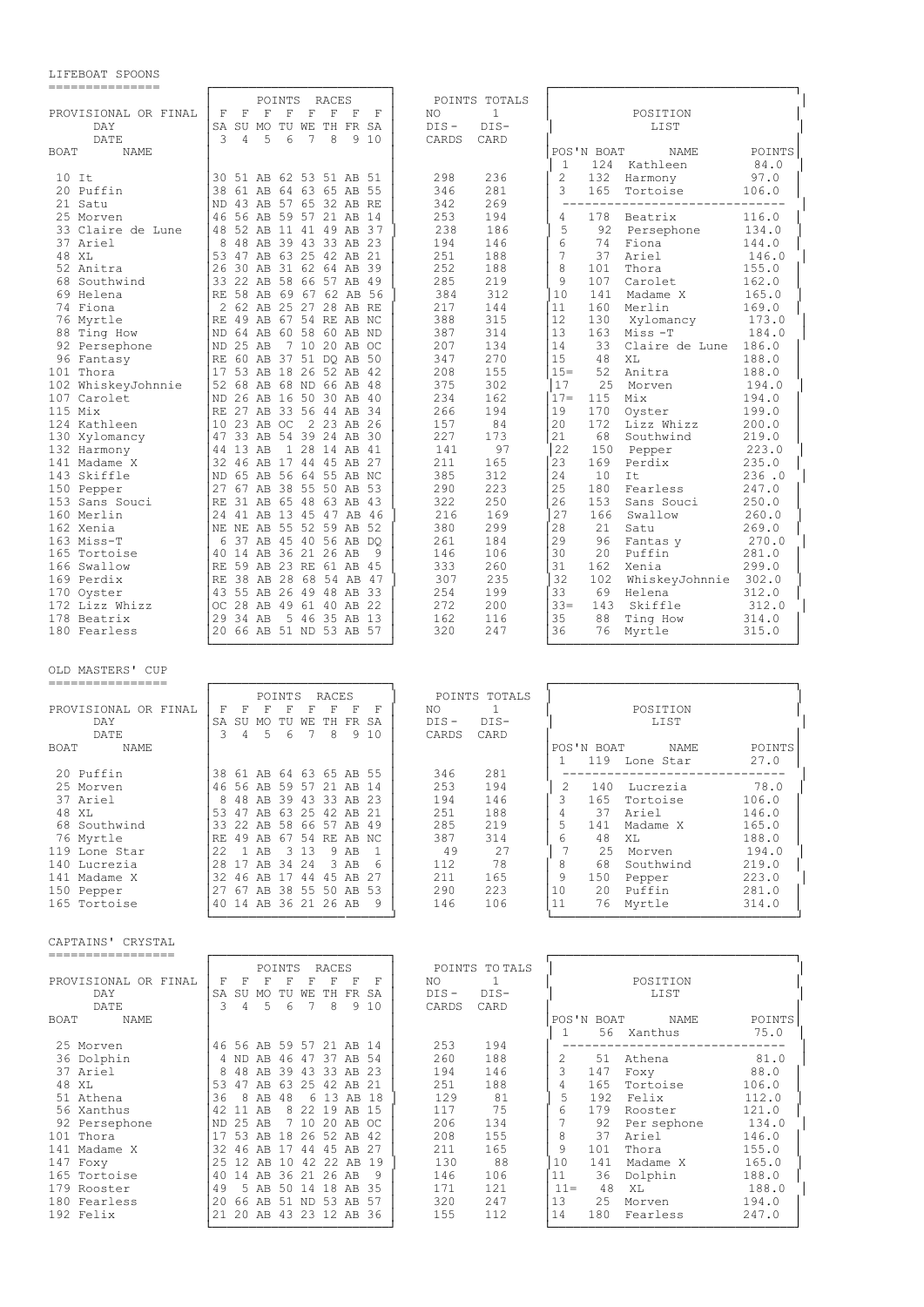## LIFEBOAT SPOONS

| BOAT | NAME | F SA 3 | F SU 4 | F MO 5 | F TU 6 | F WE 7 | F TH 8 | F FR 9 | F SA 10 | NO DIS- CARDS | 1 DIS- CARD |
|---|---|---|---|---|---|---|---|---|---|---|---|
| 10 | It | 30 | 51 | AB | 62 | 53 | 51 | AB | 51 | 298 | 236 |
| 20 | Puffin | 38 | 61 | AB | 64 | 63 | 65 | AB | 55 | 346 | 281 |
| 21 | Satu | ND | 43 | AB | 57 | 65 | 32 | AB | RE | 342 | 269 |
| 25 | Morven | 46 | 56 | AB | 59 | 57 | 21 | AB | 14 | 253 | 194 |
| 33 | Claire de Lune | 48 | 52 | AB | 11 | 41 | 49 | AB | 37 | 238 | 186 |
| 37 | Ariel | 8 | 48 | AB | 39 | 43 | 33 | AB | 23 | 194 | 146 |
| 48 | XL | 53 | 47 | AB | 63 | 25 | 42 | AB | 21 | 251 | 188 |
| 52 | Anitra | 26 | 30 | AB | 31 | 62 | 64 | AB | 39 | 252 | 188 |
| 68 | Southwind | 33 | 22 | AB | 58 | 66 | 57 | AB | 49 | 285 | 219 |
| 69 | Helena | RE | 58 | AB | 69 | 67 | 62 | AB | 56 | 384 | 312 |
| 74 | Fiona | 2 | 62 | AB | 25 | 27 | 28 | AB | RE | 217 | 144 |
| 76 | Myrtle | RE | 49 | AB | 67 | 54 | RE | AB | NC | 388 | 315 |
| 88 | Ting How | ND | 64 | AB | 60 | 58 | 60 | AB | ND | 387 | 314 |
| 92 | Persephone | ND | 25 | AB | 7 | 10 | 20 | AB | OC | 207 | 134 |
| 96 | Fantasy | RE | 60 | AB | 37 | 51 | DQ | AB | 50 | 347 | 270 |
| 101 | Thora | 17 | 53 | AB | 18 | 26 | 52 | AB | 42 | 208 | 155 |
| 102 | WhiskeyJohnnie | 52 | 68 | AB | 68 | ND | 66 | AB | 48 | 375 | 302 |
| 107 | Carolet | ND | 26 | AB | 16 | 50 | 30 | AB | 40 | 234 | 162 |
| 115 | Mix | RE | 27 | AB | 33 | 56 | 44 | AB | 34 | 266 | 194 |
| 124 | Kathleen | 10 | 23 | AB | OC | 2 | 23 | AB | 26 | 157 | 84 |
| 130 | Xylomancy | 47 | 33 | AB | 54 | 39 | 24 | AB | 30 | 227 | 173 |
| 132 | Harmony | 44 | 13 | AB | 1 | 28 | 14 | AB | 41 | 141 | 97 |
| 141 | Madame X | 32 | 46 | AB | 17 | 44 | 45 | AB | 27 | 211 | 165 |
| 143 | Skiffle | ND | 65 | AB | 56 | 64 | 55 | AB | NC | 385 | 312 |
| 150 | Pepper | 27 | 67 | AB | 38 | 55 | 50 | AB | 53 | 290 | 223 |
| 153 | Sans Souci | RE | 31 | AB | 65 | 48 | 63 | AB | 43 | 322 | 250 |
| 160 | Merlin | 24 | 41 | AB | 13 | 45 | 47 | AB | 46 | 216 | 169 |
| 162 | Xenia | NE | NE | AB | 55 | 52 | 59 | AB | 52 | 380 | 299 |
| 163 | Miss-T | 6 | 37 | AB | 45 | 40 | 56 | AB | DQ | 261 | 184 |
| 165 | Tortoise | 40 | 14 | AB | 36 | 21 | 26 | AB | 9 | 146 | 106 |
| 166 | Swallow | RE | 59 | AB | 23 | RE | 61 | AB | 45 | 333 | 260 |
| 169 | Perdix | RE | 38 | AB | 28 | 68 | 54 | AB | 47 | 307 | 235 |
| 170 | Oyster | 43 | 55 | AB | 26 | 49 | 48 | AB | 33 | 254 | 199 |
| 172 | Lizz Whizz | OC | 28 | AB | 49 | 61 | 40 | AB | 22 | 272 | 200 |
| 178 | Beatrix | 29 | 34 | AB | 5 | 46 | 35 | AB | 13 | 162 | 116 |
| 180 | Fearless | 20 | 66 | AB | 51 | ND | 53 | AB | 57 | 320 | 247 |

POSITION LIST

| POS'N | BOAT | NAME | POINTS |
|---|---|---|---|
| 1 | 124 | Kathleen | 84.0 |
| 2 | 132 | Harmony | 97.0 |
| 3 | 165 | Tortoise | 106.0 |
| 4 | 178 | Beatrix | 116.0 |
| 5 | 92 | Persephone | 134.0 |
| 6 | 74 | Fiona | 144.0 |
| 7 | 37 | Ariel | 146.0 |
| 8 | 101 | Thora | 155.0 |
| 9 | 107 | Carolet | 162.0 |
| 10 | 141 | Madame X | 165.0 |
| 11 | 160 | Merlin | 169.0 |
| 12 | 130 | Xylomancy | 173.0 |
| 13 | 163 | Miss -T | 184.0 |
| 14 | 33 | Claire de Lune | 186.0 |
| 15 | 48 | XL | 188.0 |
| 15= | 52 | Anitra | 188.0 |
| 17 | 25 | Morven | 194.0 |
| 17= | 115 | Mix | 194.0 |
| 19 | 170 | Oyster | 199.0 |
| 20 | 172 | Lizz Whizz | 200.0 |
| 21 | 68 | Southwind | 219.0 |
| 22 | 150 | Pepper | 223.0 |
| 23 | 169 | Perdix | 235.0 |
| 24 | 10 | It | 236 .0 |
| 25 | 180 | Fearless | 247.0 |
| 26 | 153 | Sans Souci | 250.0 |
| 27 | 166 | Swallow | 260.0 |
| 28 | 21 | Satu | 269.0 |
| 29 | 96 | Fantas y | 270.0 |
| 30 | 20 | Puffin | 281.0 |
| 31 | 162 | Xenia | 299.0 |
| 32 | 102 | WhiskeyJohnnie | 302.0 |
| 33 | 69 | Helena | 312.0 |
| 33= | 143 | Skiffle | 312.0 |
| 35 | 88 | Ting How | 314.0 |
| 36 | 76 | Myrtle | 315.0 |

## OLD MASTERS' CUP

| BOAT | NAME | F SA 3 | F SU 4 | F MO 5 | F TU 6 | F WE 7 | F TH 8 | F FR 9 | F SA 10 | NO DIS- CARDS | 1 DIS- CARD |
|---|---|---|---|---|---|---|---|---|---|---|---|
| 20 | Puffin | 38 | 61 | AB | 64 | 63 | 65 | AB | 55 | 346 | 281 |
| 25 | Morven | 46 | 56 | AB | 59 | 57 | 21 | AB | 14 | 253 | 194 |
| 37 | Ariel | 8 | 48 | AB | 39 | 43 | 33 | AB | 23 | 194 | 146 |
| 48 | XL | 53 | 47 | AB | 63 | 25 | 42 | AB | 21 | 251 | 188 |
| 68 | Southwind | 33 | 22 | AB | 58 | 66 | 57 | AB | 49 | 285 | 219 |
| 76 | Myrtle | RE | 49 | AB | 67 | 54 | RE | AB | NC | 387 | 314 |
| 119 | Lone Star | 22 | 1 | AB | 3 | 13 | 9 | AB | 1 | 49 | 27 |
| 140 | Lucrezia | 28 | 17 | AB | 34 | 24 | 3 | AB | 6 | 112 | 78 |
| 141 | Madame X | 32 | 46 | AB | 17 | 44 | 45 | AB | 27 | 211 | 165 |
| 150 | Pepper | 27 | 67 | AB | 38 | 55 | 50 | AB | 53 | 290 | 223 |
| 165 | Tortoise | 40 | 14 | AB | 36 | 21 | 26 | AB | 9 | 146 | 106 |

POSITION LIST

| POS'N | BOAT | NAME | POINTS |
|---|---|---|---|
| 1 | 119 | Lone Star | 27.0 |
| 2 | 140 | Lucrezia | 78.0 |
| 3 | 165 | Tortoise | 106.0 |
| 4 | 37 | Ariel | 146.0 |
| 5 | 141 | Madame X | 165.0 |
| 6 | 48 | XL | 188.0 |
| 7 | 25 | Morven | 194.0 |
| 8 | 68 | Southwind | 219.0 |
| 9 | 150 | Pepper | 223.0 |
| 10 | 20 | Puffin | 281.0 |
| 11 | 76 | Myrtle | 314.0 |

## CAPTAINS' CRYSTAL

| BOAT | NAME | F SA 3 | F SU 4 | F MO 5 | F TU 6 | F WE 7 | F TH 8 | F FR 9 | F SA 10 | NO DIS- CARDS | 1 DIS- CARD |
|---|---|---|---|---|---|---|---|---|---|---|---|
| 25 | Morven | 46 | 56 | AB | 59 | 57 | 21 | AB | 14 | 253 | 194 |
| 36 | Dolphin | 4 | ND | AB | 46 | 47 | 37 | AB | 54 | 260 | 188 |
| 37 | Ariel | 8 | 48 | AB | 39 | 43 | 33 | AB | 23 | 194 | 146 |
| 48 | XL | 53 | 47 | AB | 63 | 25 | 42 | AB | 21 | 251 | 188 |
| 51 | Athena | 36 | 8 | AB | 48 | 6 | 13 | AB | 18 | 129 | 81 |
| 56 | Xanthus | 42 | 11 | AB | 8 | 22 | 19 | AB | 15 | 117 | 75 |
| 92 | Persephone | ND | 25 | AB | 7 | 10 | 20 | AB | OC | 206 | 134 |
| 101 | Thora | 17 | 53 | AB | 18 | 26 | 52 | AB | 42 | 208 | 155 |
| 141 | Madame X | 32 | 46 | AB | 17 | 44 | 45 | AB | 27 | 211 | 165 |
| 147 | Foxy | 25 | 12 | AB | 10 | 42 | 22 | AB | 19 | 130 | 88 |
| 165 | Tortoise | 40 | 14 | AB | 36 | 21 | 26 | AB | 9 | 146 | 106 |
| 179 | Rooster | 49 | 5 | AB | 50 | 14 | 18 | AB | 35 | 171 | 121 |
| 180 | Fearless | 20 | 66 | AB | 51 | ND | 53 | AB | 57 | 320 | 247 |
| 192 | Felix | 21 | 20 | AB | 43 | 23 | 12 | AB | 36 | 155 | 112 |

POSITION LIST

| POS'N | BOAT | NAME | POINTS |
|---|---|---|---|
| 1 | 56 | Xanthus | 75.0 |
| 2 | 51 | Athena | 81.0 |
| 3 | 147 | Foxy | 88.0 |
| 4 | 165 | Tortoise | 106.0 |
| 5 | 192 | Felix | 112.0 |
| 6 | 179 | Rooster | 121.0 |
| 7 | 92 | Per sephone | 134.0 |
| 8 | 37 | Ariel | 146.0 |
| 9 | 101 | Thora | 155.0 |
| 10 | 141 | Madame X | 165.0 |
| 11 | 36 | Dolphin | 188.0 |
| 11= | 48 | XL | 188.0 |
| 13 | 25 | Morven | 194.0 |
| 14 | 180 | Fearless | 247.0 |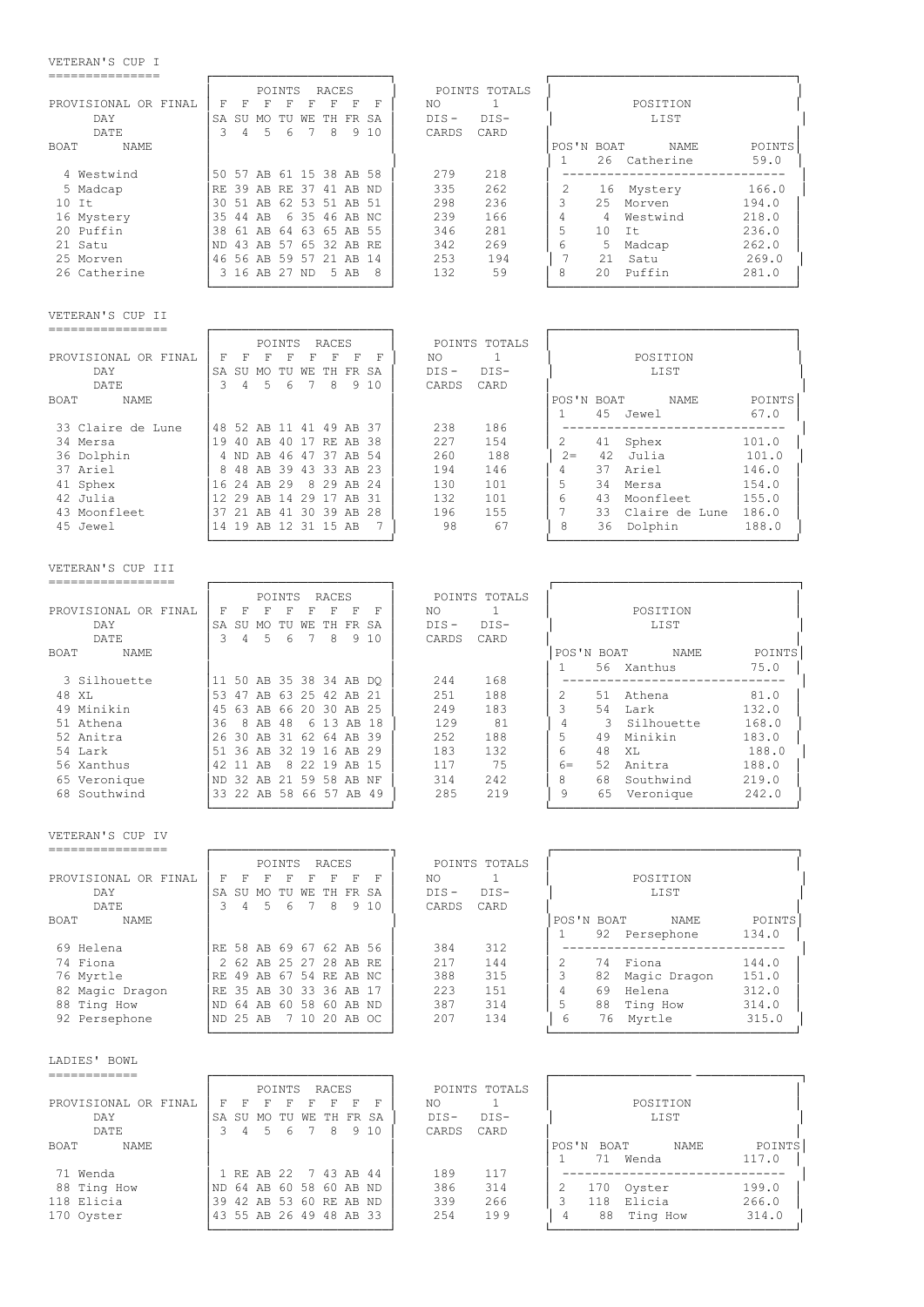## VETERAN'S CUP I

| BOAT | NAME | SA 3 | SU 4 | MO 5 | TU 6 | WE 7 | TH 8 | FR 9 | SA 10 | NO DIS-CARDS | 1 DIS-CARD |
|---|---|---|---|---|---|---|---|---|---|---|---|
| | PROVISIONAL OR FINAL | F | F | F | F | F | F | F | F | | |
| 4 | Westwind | 50 | 57 | AB | 61 | 15 | 38 | AB | 58 | 279 | 218 |
| 5 | Madcap | RE | 39 | AB | RE | 37 | 41 | AB | ND | 335 | 262 |
| 10 | It | 30 | 51 | AB | 62 | 53 | 51 | AB | 51 | 298 | 236 |
| 16 | Mystery | 35 | 44 | AB | 6 | 35 | 46 | AB | NC | 239 | 166 |
| 20 | Puffin | 38 | 61 | AB | 64 | 63 | 65 | AB | 55 | 346 | 281 |
| 21 | Satu | ND | 43 | AB | 57 | 65 | 32 | AB | RE | 342 | 269 |
| 25 | Morven | 46 | 56 | AB | 59 | 57 | 21 | AB | 14 | 253 | 194 |
| 26 | Catherine | 3 | 16 | AB | 27 | ND | 5 | AB | 8 | 132 | 59 |

POSITION LIST

| POS'N | BOAT | NAME | POINTS |
|---|---|---|---|
| 1 | 26 | Catherine | 59.0 |
| 2 | 16 | Mystery | 166.0 |
| 3 | 25 | Morven | 194.0 |
| 4 | 4 | Westwind | 218.0 |
| 5 | 10 | It | 236.0 |
| 6 | 5 | Madcap | 262.0 |
| 7 | 21 | Satu | 269.0 |
| 8 | 20 | Puffin | 281.0 |

## VETERAN'S CUP II

| BOAT | NAME | SA 3 | SU 4 | MO 5 | TU 6 | WE 7 | TH 8 | FR 9 | SA 10 | NO DIS-CARDS | 1 DIS-CARD |
|---|---|---|---|---|---|---|---|---|---|---|---|
| | PROVISIONAL OR FINAL | F | F | F | F | F | F | F | F | | |
| 33 | Claire de Lune | 48 | 52 | AB | 11 | 41 | 49 | AB | 37 | 238 | 186 |
| 34 | Mersa | 19 | 40 | AB | 40 | 17 | RE | AB | 38 | 227 | 154 |
| 36 | Dolphin | 4 | ND | AB | 46 | 47 | 37 | AB | 54 | 260 | 188 |
| 37 | Ariel | 8 | 48 | AB | 39 | 43 | 33 | AB | 23 | 194 | 146 |
| 41 | Sphex | 16 | 24 | AB | 29 | 8 | 29 | AB | 24 | 130 | 101 |
| 42 | Julia | 12 | 29 | AB | 14 | 29 | 17 | AB | 31 | 132 | 101 |
| 43 | Moonfleet | 37 | 21 | AB | 41 | 30 | 39 | AB | 28 | 196 | 155 |
| 45 | Jewel | 14 | 19 | AB | 12 | 31 | 15 | AB | 7 | 98 | 67 |

POSITION LIST

| POS'N | BOAT | NAME | POINTS |
|---|---|---|---|
| 1 | 45 | Jewel | 67.0 |
| 2 | 41 | Sphex | 101.0 |
| 2= | 42 | Julia | 101.0 |
| 4 | 37 | Ariel | 146.0 |
| 5 | 34 | Mersa | 154.0 |
| 6 | 43 | Moonfleet | 155.0 |
| 7 | 33 | Claire de Lune | 186.0 |
| 8 | 36 | Dolphin | 188.0 |

## VETERAN'S CUP III

| BOAT | NAME | SA 3 | SU 4 | MO 5 | TU 6 | WE 7 | TH 8 | FR 9 | SA 10 | NO DIS-CARDS | 1 DIS-CARD |
|---|---|---|---|---|---|---|---|---|---|---|---|
| | PROVISIONAL OR FINAL | F | F | F | F | F | F | F | F | | |
| 3 | Silhouette | 11 | 50 | AB | 35 | 38 | 34 | AB | DQ | 244 | 168 |
| 48 | XL | 53 | 47 | AB | 63 | 25 | 42 | AB | 21 | 251 | 188 |
| 49 | Minikin | 45 | 63 | AB | 66 | 20 | 30 | AB | 25 | 249 | 183 |
| 51 | Athena | 36 | 8 | AB | 48 | 6 | 13 | AB | 18 | 129 | 81 |
| 52 | Anitra | 26 | 30 | AB | 31 | 62 | 64 | AB | 39 | 252 | 188 |
| 54 | Lark | 51 | 36 | AB | 32 | 19 | 16 | AB | 29 | 183 | 132 |
| 56 | Xanthus | 42 | 11 | AB | 8 | 22 | 19 | AB | 15 | 117 | 75 |
| 65 | Veronique | ND | 32 | AB | 21 | 59 | 58 | AB | NF | 314 | 242 |
| 68 | Southwind | 33 | 22 | AB | 58 | 66 | 57 | AB | 49 | 285 | 219 |

POSITION LIST

| POS'N | BOAT | NAME | POINTS |
|---|---|---|---|
| 1 | 56 | Xanthus | 75.0 |
| 2 | 51 | Athena | 81.0 |
| 3 | 54 | Lark | 132.0 |
| 4 | 3 | Silhouette | 168.0 |
| 5 | 49 | Minikin | 183.0 |
| 6 | 48 | XL | 188.0 |
| 6= | 52 | Anitra | 188.0 |
| 8 | 68 | Southwind | 219.0 |
| 9 | 65 | Veronique | 242.0 |

## VETERAN'S CUP IV

| BOAT | NAME | SA 3 | SU 4 | MO 5 | TU 6 | WE 7 | TH 8 | FR 9 | SA 10 | NO DIS-CARDS | 1 DIS-CARD |
|---|---|---|---|---|---|---|---|---|---|---|---|
| | PROVISIONAL OR FINAL | F | F | F | F | F | F | F | F | | |
| 69 | Helena | RE | 58 | AB | 69 | 67 | 62 | AB | 56 | 384 | 312 |
| 74 | Fiona | 2 | 62 | AB | 25 | 27 | 28 | AB | RE | 217 | 144 |
| 76 | Myrtle | RE | 49 | AB | 67 | 54 | RE | AB | NC | 388 | 315 |
| 82 | Magic Dragon | RE | 35 | AB | 30 | 33 | 36 | AB | 17 | 223 | 151 |
| 88 | Ting How | ND | 64 | AB | 60 | 58 | 60 | AB | ND | 387 | 314 |
| 92 | Persephone | ND | 25 | AB | 7 | 10 | 20 | AB | OC | 207 | 134 |

POSITION LIST

| POS'N | BOAT | NAME | POINTS |
|---|---|---|---|
| 1 | 92 | Persephone | 134.0 |
| 2 | 74 | Fiona | 144.0 |
| 3 | 82 | Magic Dragon | 151.0 |
| 4 | 69 | Helena | 312.0 |
| 5 | 88 | Ting How | 314.0 |
| 6 | 76 | Myrtle | 315.0 |

## LADIES' BOWL

| BOAT | NAME | SA 3 | SU 4 | MO 5 | TU 6 | WE 7 | TH 8 | FR 9 | SA 10 | NO DIS-CARDS | 1 DIS-CARD |
|---|---|---|---|---|---|---|---|---|---|---|---|
| | PROVISIONAL OR FINAL | F | F | F | F | F | F | F | F | | |
| 71 | Wenda | 1 | RE | AB | 22 | 7 | 43 | AB | 44 | 189 | 117 |
| 88 | Ting How | ND | 64 | AB | 60 | 58 | 60 | AB | ND | 386 | 314 |
| 118 | Elicia | 39 | 42 | AB | 53 | 60 | RE | AB | ND | 339 | 266 |
| 170 | Oyster | 43 | 55 | AB | 26 | 49 | 48 | AB | 33 | 254 | 199 |

POSITION LIST

| POS'N | BOAT | NAME | POINTS |
|---|---|---|---|
| 1 | 71 | Wenda | 117.0 |
| 2 | 170 | Oyster | 199.0 |
| 3 | 118 | Elicia | 266.0 |
| 4 | 88 | Ting How | 314.0 |